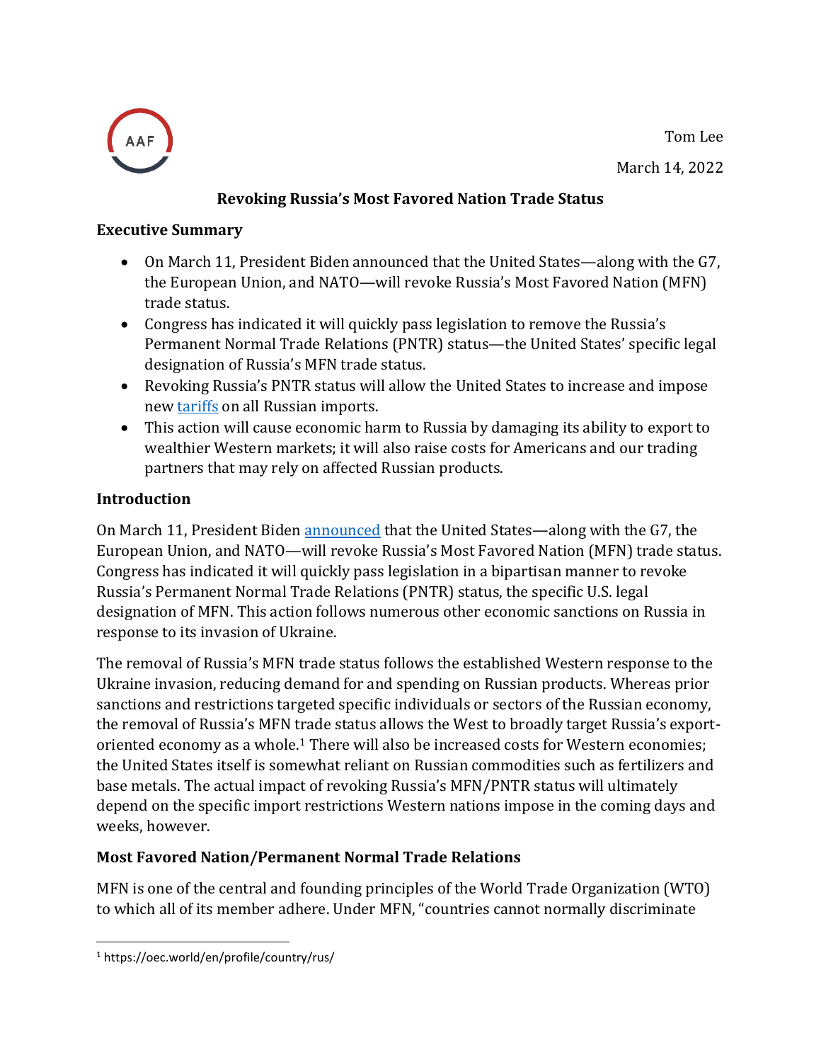Tom Lee

March 14, 2022

# Revoking Russia's Most Favored Nation Trade Status

## Executive Summary

- On March 11, President Biden announced that the United States—along with the G7, the European Union, and NATO—will revoke Russia's Most Favored Nation (MFN) trade status.
- Congress has indicated it will quickly pass legislation to remove the Russia's Permanent Normal Trade Relations (PNTR) status—the United States' specific legal designation of Russia's MFN trade status.
- Revoking Russia's PNTR status will allow the United States to increase and impose new tariffs on all Russian imports.
- This action will cause economic harm to Russia by damaging its ability to export to wealthier Western markets; it will also raise costs for Americans and our trading partners that may rely on affected Russian products.

## Introduction

On March 11, President Biden announced that the United States—along with the G7, the European Union, and NATO—will revoke Russia's Most Favored Nation (MFN) trade status. Congress has indicated it will quickly pass legislation in a bipartisan manner to revoke Russia's Permanent Normal Trade Relations (PNTR) status, the specific U.S. legal designation of MFN. This action follows numerous other economic sanctions on Russia in response to its invasion of Ukraine.

The removal of Russia's MFN trade status follows the established Western response to the Ukraine invasion, reducing demand for and spending on Russian products. Whereas prior sanctions and restrictions targeted specific individuals or sectors of the Russian economy, the removal of Russia's MFN trade status allows the West to broadly target Russia's export-oriented economy as a whole.[1] There will also be increased costs for Western economies; the United States itself is somewhat reliant on Russian commodities such as fertilizers and base metals. The actual impact of revoking Russia's MFN/PNTR status will ultimately depend on the specific import restrictions Western nations impose in the coming days and weeks, however.

## Most Favored Nation/Permanent Normal Trade Relations

MFN is one of the central and founding principles of the World Trade Organization (WTO) to which all of its member adhere. Under MFN, "countries cannot normally discriminate

[1] https://oec.world/en/profile/country/rus/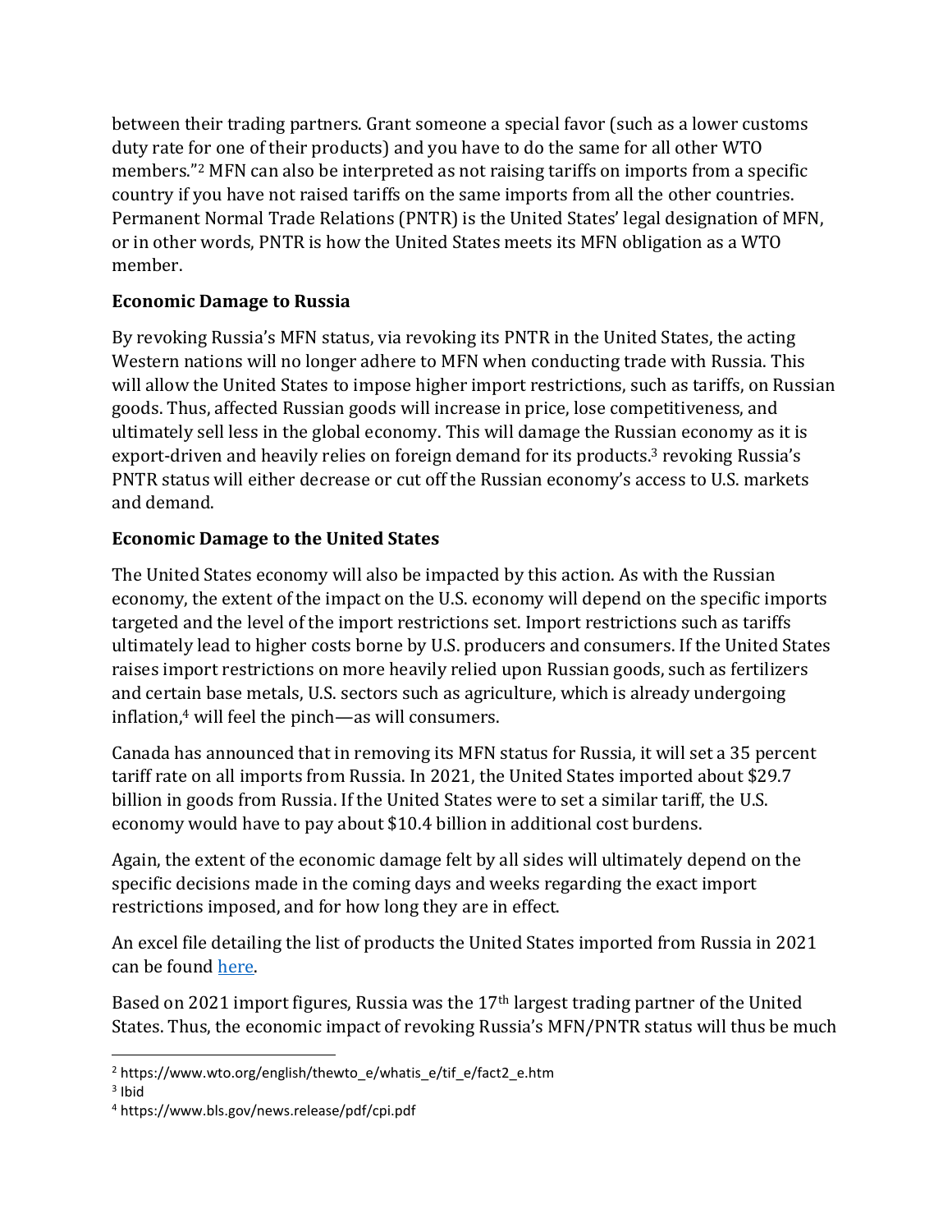between their trading partners. Grant someone a special favor (such as a lower customs duty rate for one of their products) and you have to do the same for all other WTO members."[2] MFN can also be interpreted as not raising tariffs on imports from a specific country if you have not raised tariffs on the same imports from all the other countries. Permanent Normal Trade Relations (PNTR) is the United States' legal designation of MFN, or in other words, PNTR is how the United States meets its MFN obligation as a WTO member.

**Economic Damage to Russia**

By revoking Russia's MFN status, via revoking its PNTR in the United States, the acting Western nations will no longer adhere to MFN when conducting trade with Russia. This will allow the United States to impose higher import restrictions, such as tariffs, on Russian goods. Thus, affected Russian goods will increase in price, lose competitiveness, and ultimately sell less in the global economy. This will damage the Russian economy as it is export-driven and heavily relies on foreign demand for its products.[3] revoking Russia's PNTR status will either decrease or cut off the Russian economy's access to U.S. markets and demand.

**Economic Damage to the United States**

The United States economy will also be impacted by this action. As with the Russian economy, the extent of the impact on the U.S. economy will depend on the specific imports targeted and the level of the import restrictions set. Import restrictions such as tariffs ultimately lead to higher costs borne by U.S. producers and consumers. If the United States raises import restrictions on more heavily relied upon Russian goods, such as fertilizers and certain base metals, U.S. sectors such as agriculture, which is already undergoing inflation,[4] will feel the pinch—as will consumers.

Canada has announced that in removing its MFN status for Russia, it will set a 35 percent tariff rate on all imports from Russia. In 2021, the United States imported about $29.7 billion in goods from Russia. If the United States were to set a similar tariff, the U.S. economy would have to pay about $10.4 billion in additional cost burdens.

Again, the extent of the economic damage felt by all sides will ultimately depend on the specific decisions made in the coming days and weeks regarding the exact import restrictions imposed, and for how long they are in effect.

An excel file detailing the list of products the United States imported from Russia in 2021 can be found [here](here).

Based on 2021 import figures, Russia was the 17th largest trading partner of the United States. Thus, the economic impact of revoking Russia's MFN/PNTR status will thus be much

---

[2] https://www.wto.org/english/thewto_e/whatis_e/tif_e/fact2_e.htm

[3] Ibid

[4] https://www.bls.gov/news.release/pdf/cpi.pdf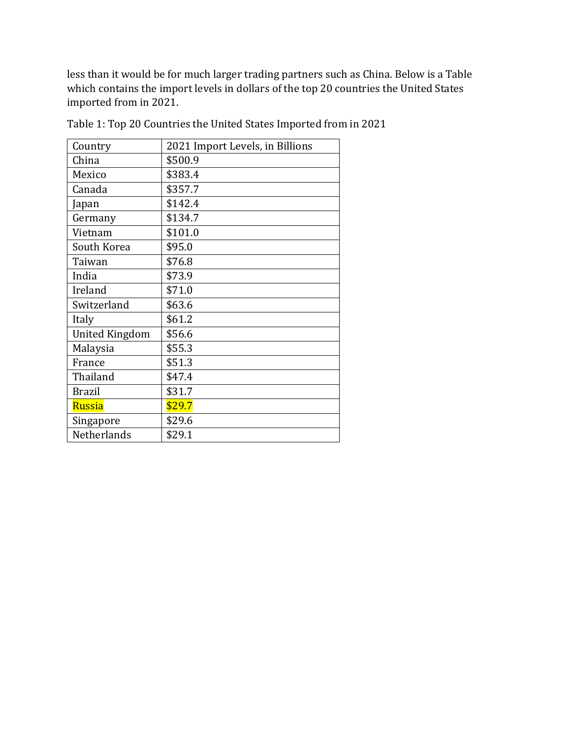less than it would be for much larger trading partners such as China. Below is a Table which contains the import levels in dollars of the top 20 countries the United States imported from in 2021.

Table 1: Top 20 Countries the United States Imported from in 2021

| Country | 2021 Import Levels, in Billions |
|---|---|
| China | $500.9 |
| Mexico | $383.4 |
| Canada | $357.7 |
| Japan | $142.4 |
| Germany | $134.7 |
| Vietnam | $101.0 |
| South Korea | $95.0 |
| Taiwan | $76.8 |
| India | $73.9 |
| Ireland | $71.0 |
| Switzerland | $63.6 |
| Italy | $61.2 |
| United Kingdom | $56.6 |
| Malaysia | $55.3 |
| France | $51.3 |
| Thailand | $47.4 |
| Brazil | $31.7 |
| Russia | $29.7 |
| Singapore | $29.6 |
| Netherlands | $29.1 |